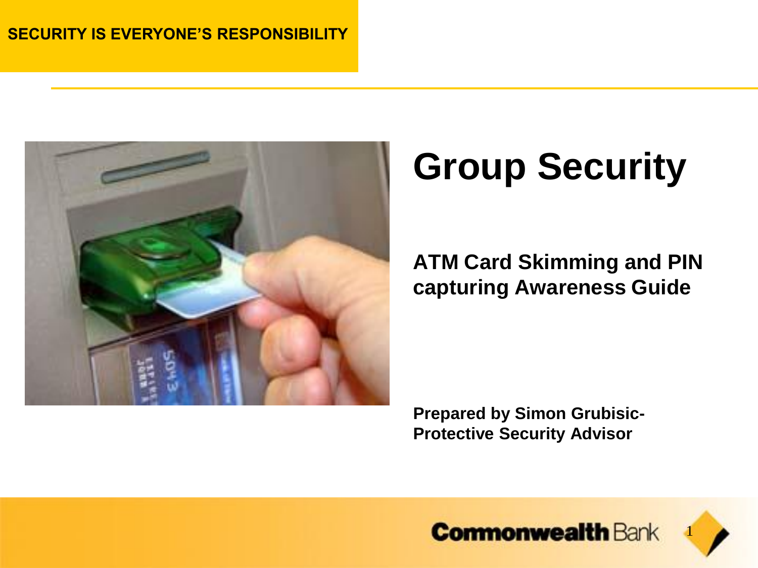SECURITY IS EVERYONE'S RESPONSIBILITY

# Group Security

## ATM Card Skimming and PIN capturing Awareness Guide

**Prepared by Simon Grubisic- Protective Security Advisor**

Commonwealth Bank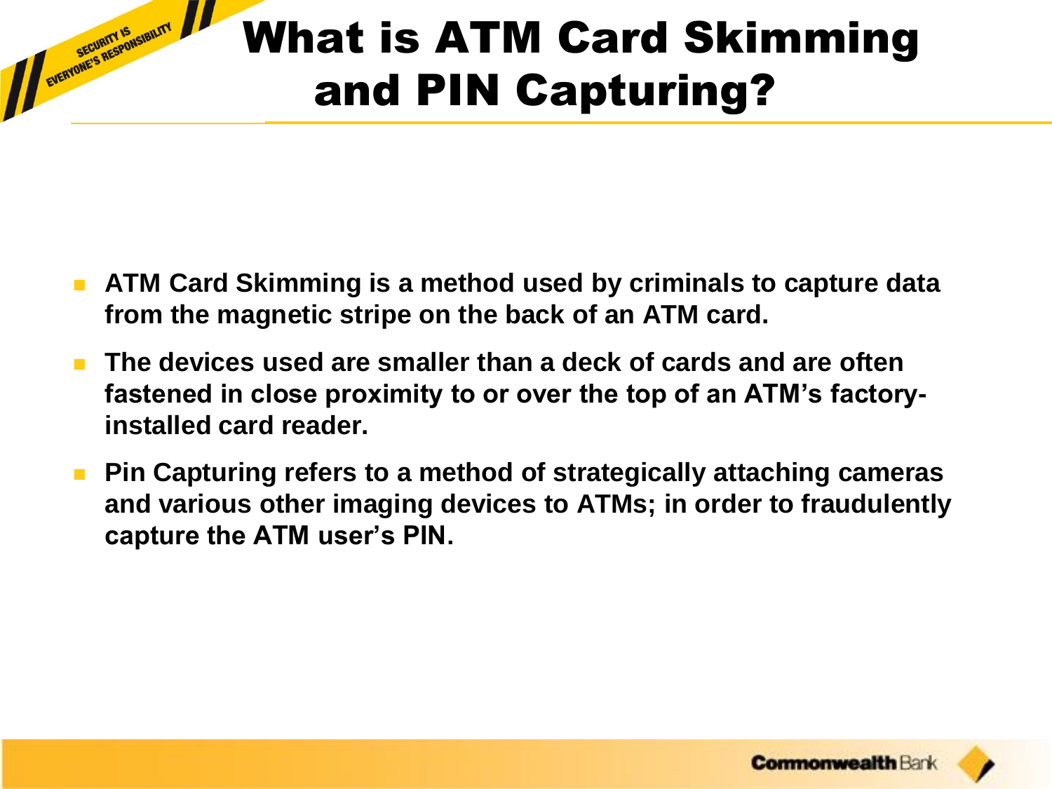# What is ATM Card Skimming and PIN Capturing?

- **ATM Card Skimming is a method used by criminals to capture data from the magnetic stripe on the back of an ATM card.**
- **The devices used are smaller than a deck of cards and are often fastened in close proximity to or over the top of an ATM's factory-installed card reader.**
- **Pin Capturing refers to a method of strategically attaching cameras and various other imaging devices to ATMs; in order to fraudulently capture the ATM user's PIN.**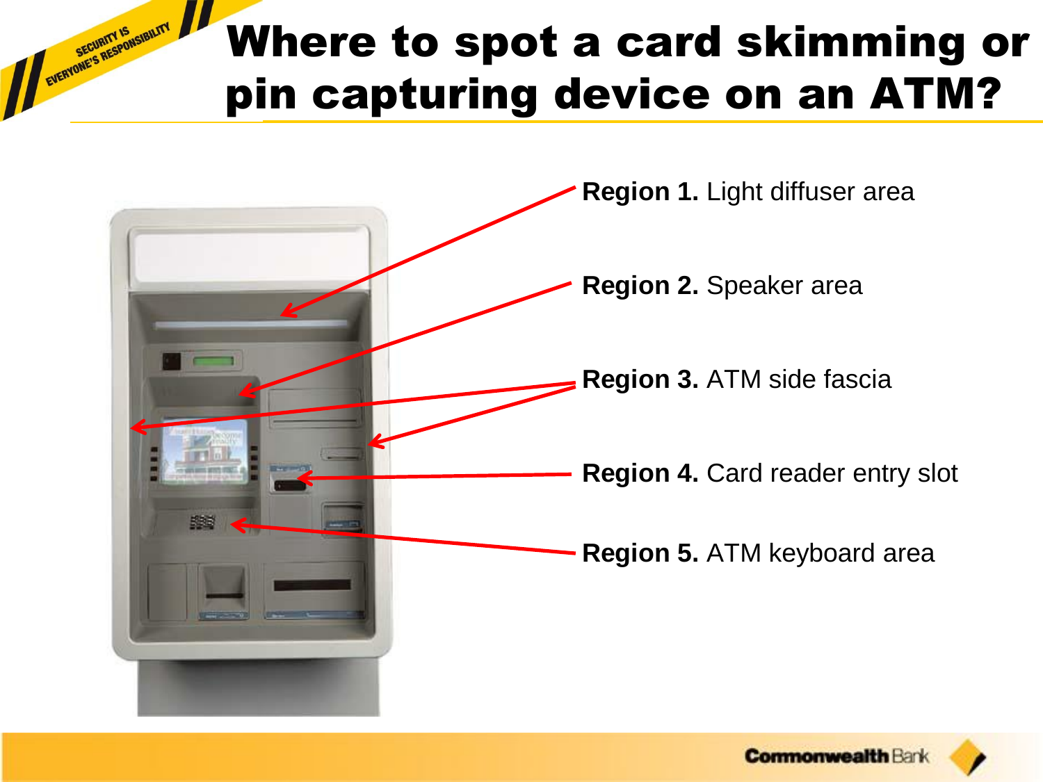# Where to spot a card skimming or pin capturing device on an ATM?

**Region 1.** Light diffuser area

**Region 2.** Speaker area

**Region 3.** ATM side fascia

**Region 4.** Card reader entry slot

**Region 5.** ATM keyboard area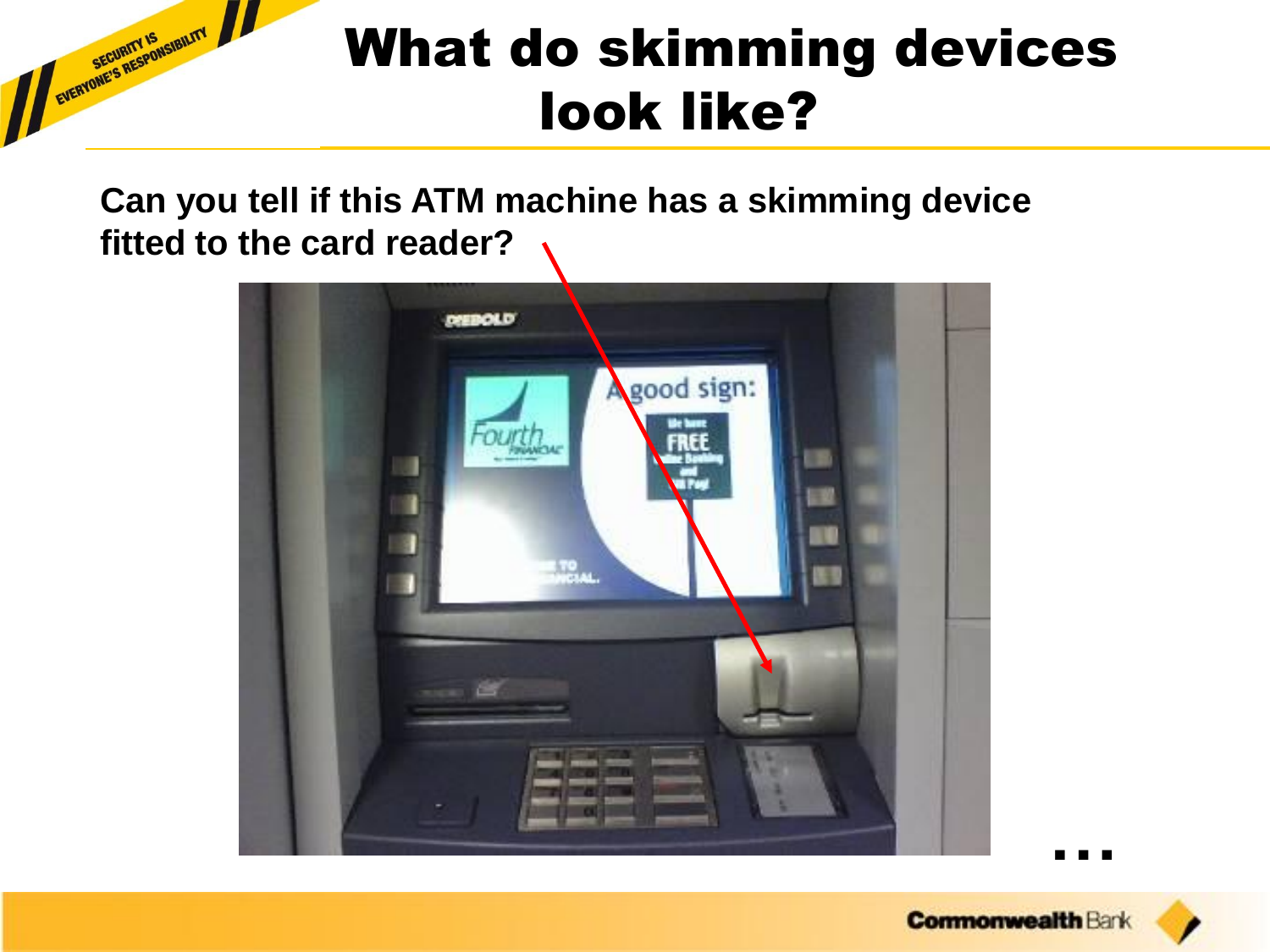# What do skimming devices look like?

**Can you tell if this ATM machine has a skimming device fitted to the card reader?**

…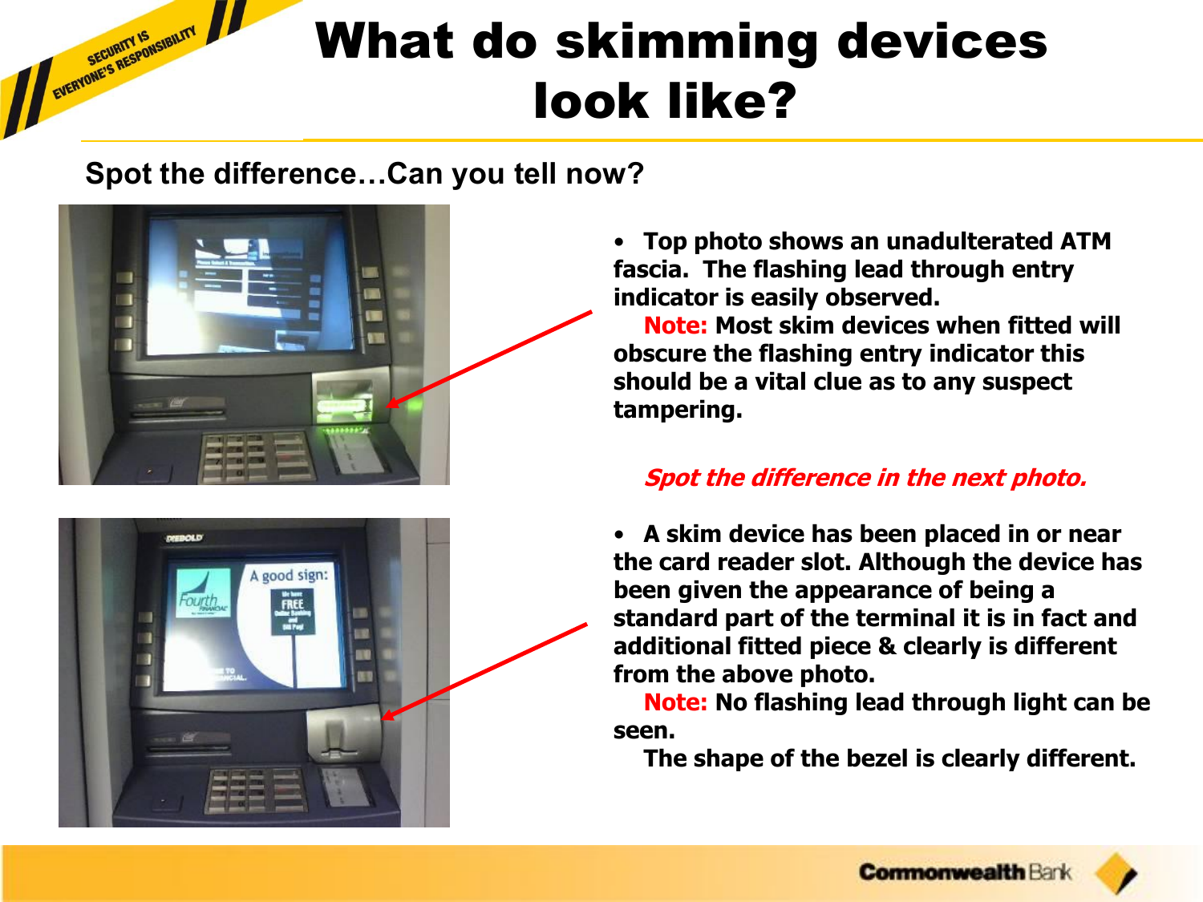# What do skimming devices look like?

## Spot the difference…Can you tell now?

- **Top photo shows an unadulterated ATM fascia. The flashing lead through entry indicator is easily observed.**
  **Note: Most skim devices when fitted will obscure the flashing entry indicator this should be a vital clue as to any suspect tampering.**

***Spot the difference in the next photo.***

- **A skim device has been placed in or near the card reader slot. Although the device has been given the appearance of being a standard part of the terminal it is in fact and additional fitted piece & clearly is different from the above photo.**
  **Note: No flashing lead through light can be seen.**
  **The shape of the bezel is clearly different.**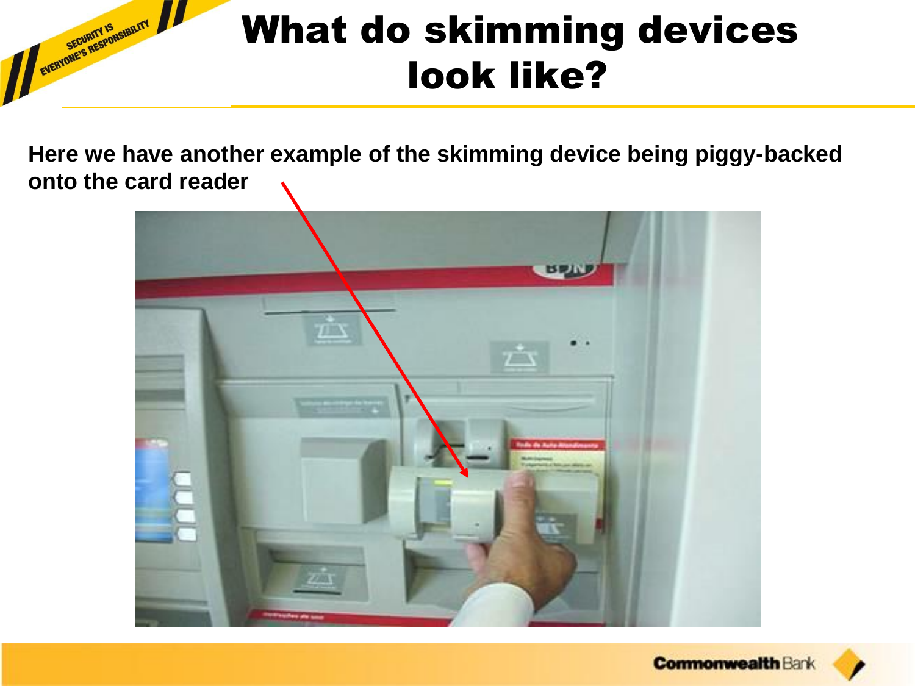# What do skimming devices look like?

**Here we have another example of the skimming device being piggy-backed onto the card reader**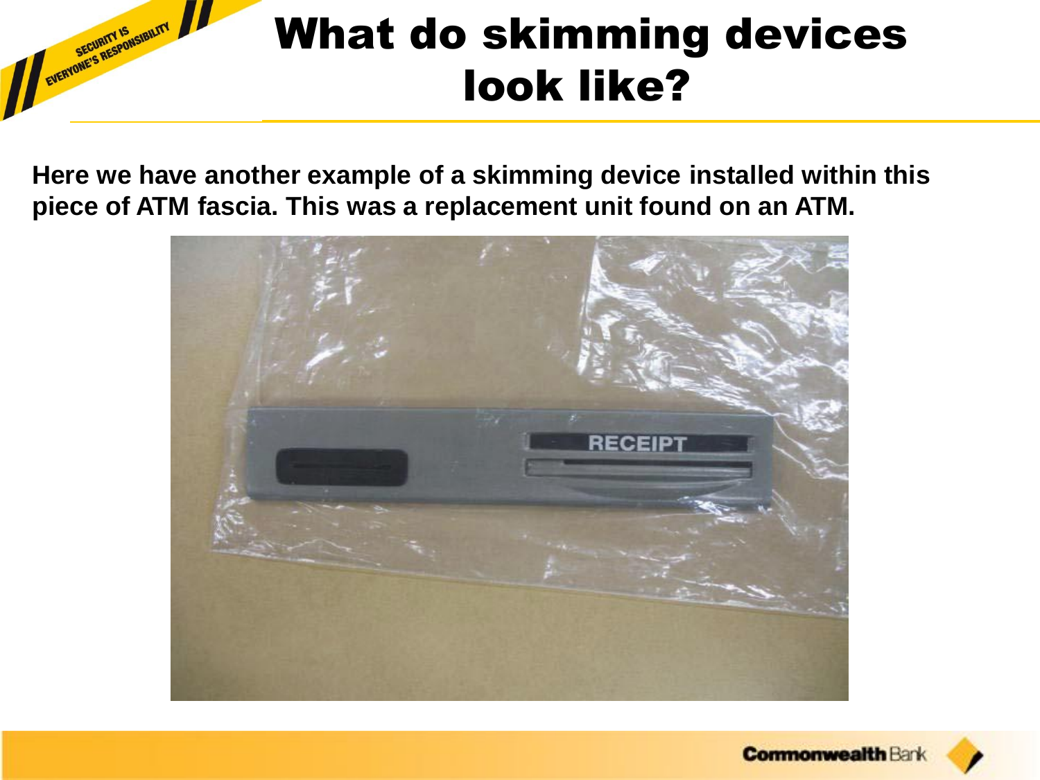# What do skimming devices look like?

**Here we have another example of a skimming device installed within this piece of ATM fascia. This was a replacement unit found on an ATM.**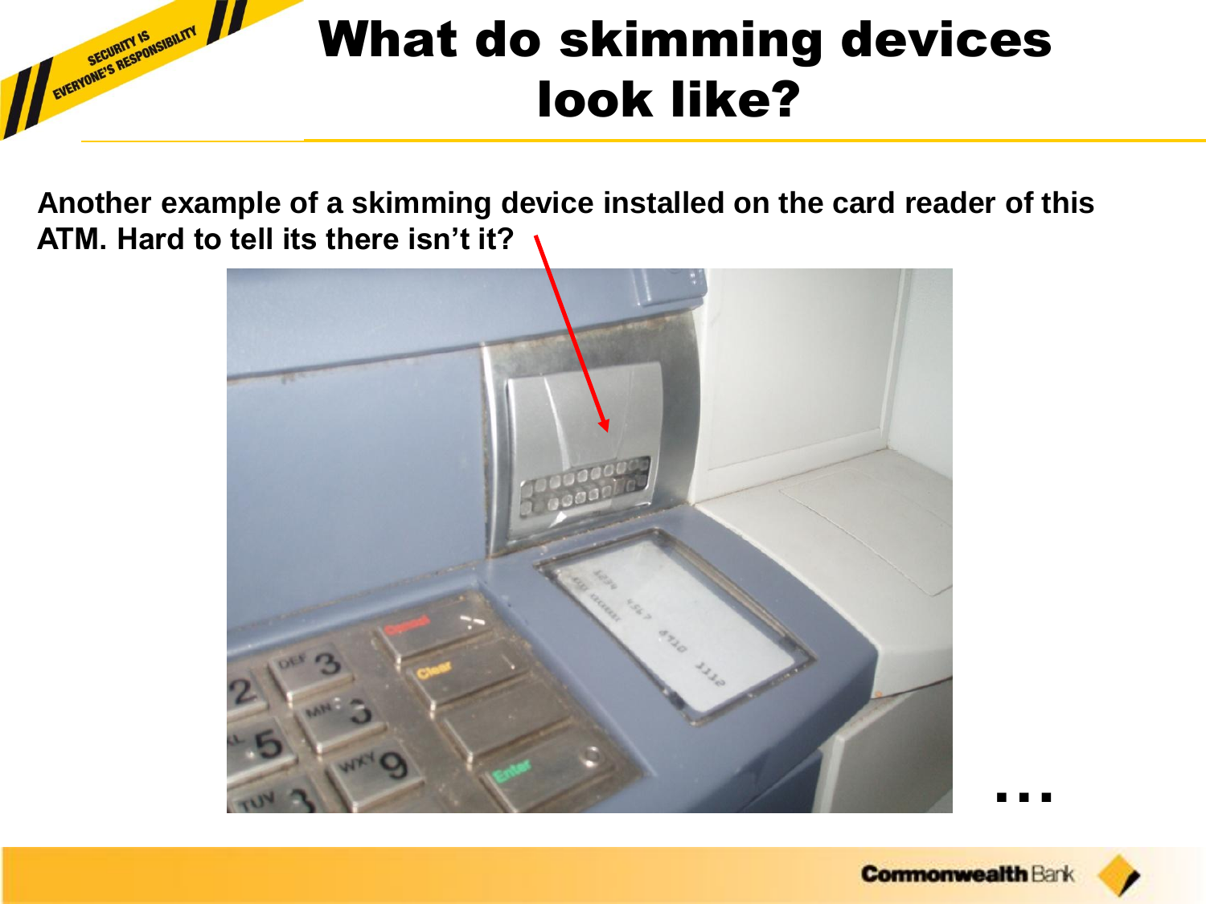# What do skimming devices look like?

**Another example of a skimming device installed on the card reader of this ATM. Hard to tell its there isn't it?**

…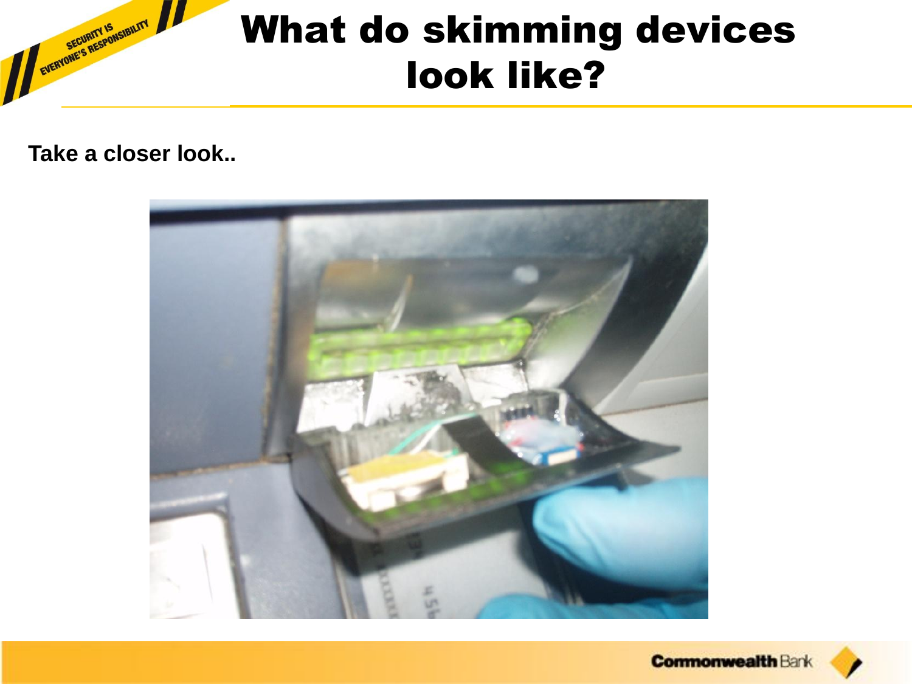# What do skimming devices look like?

**Take a closer look..**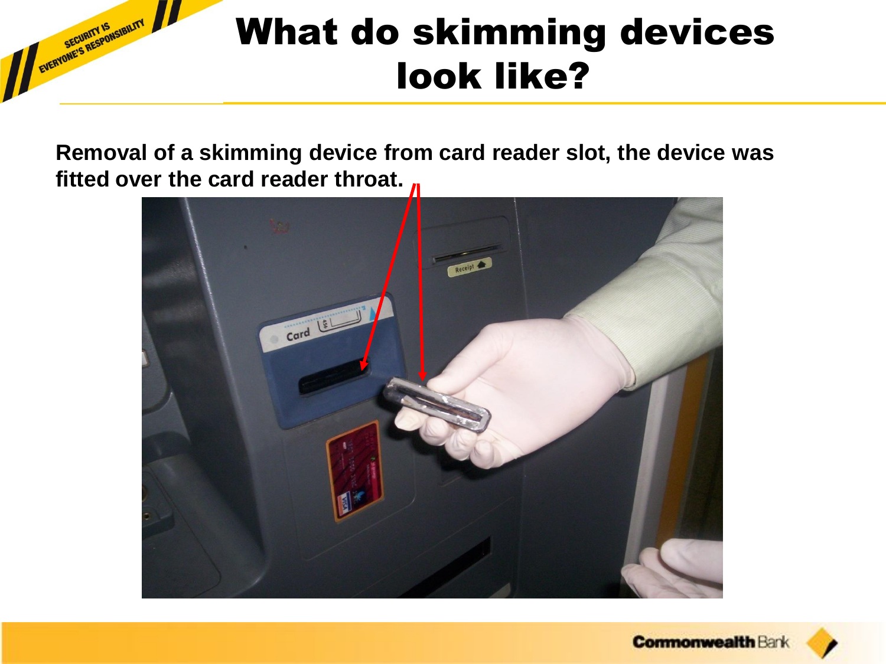# What do skimming devices look like?

**Removal of a skimming device from card reader slot, the device was fitted over the card reader throat.**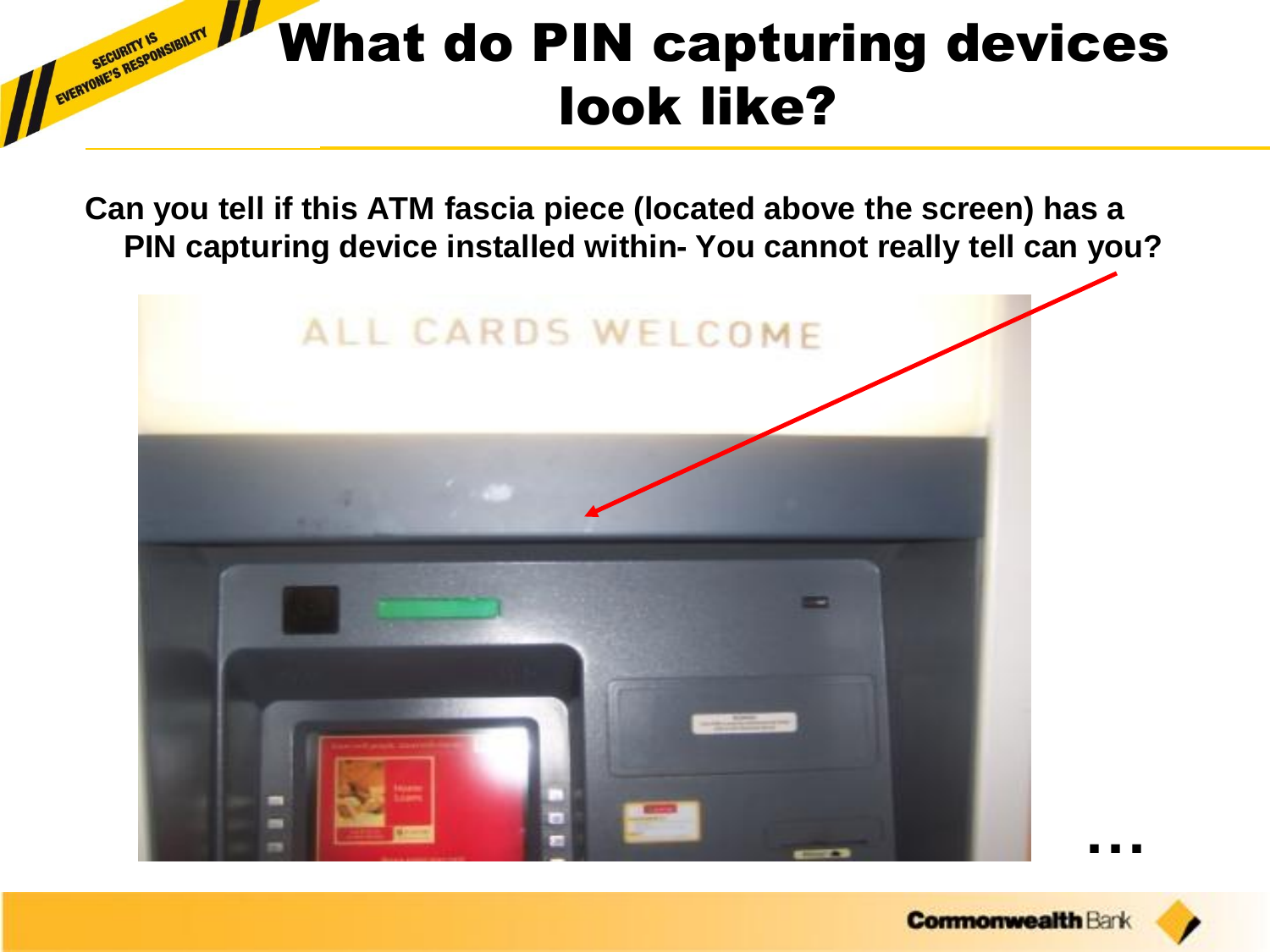# What do PIN capturing devices look like?

**Can you tell if this ATM fascia piece (located above the screen) has a PIN capturing device installed within- You cannot really tell can you?**

…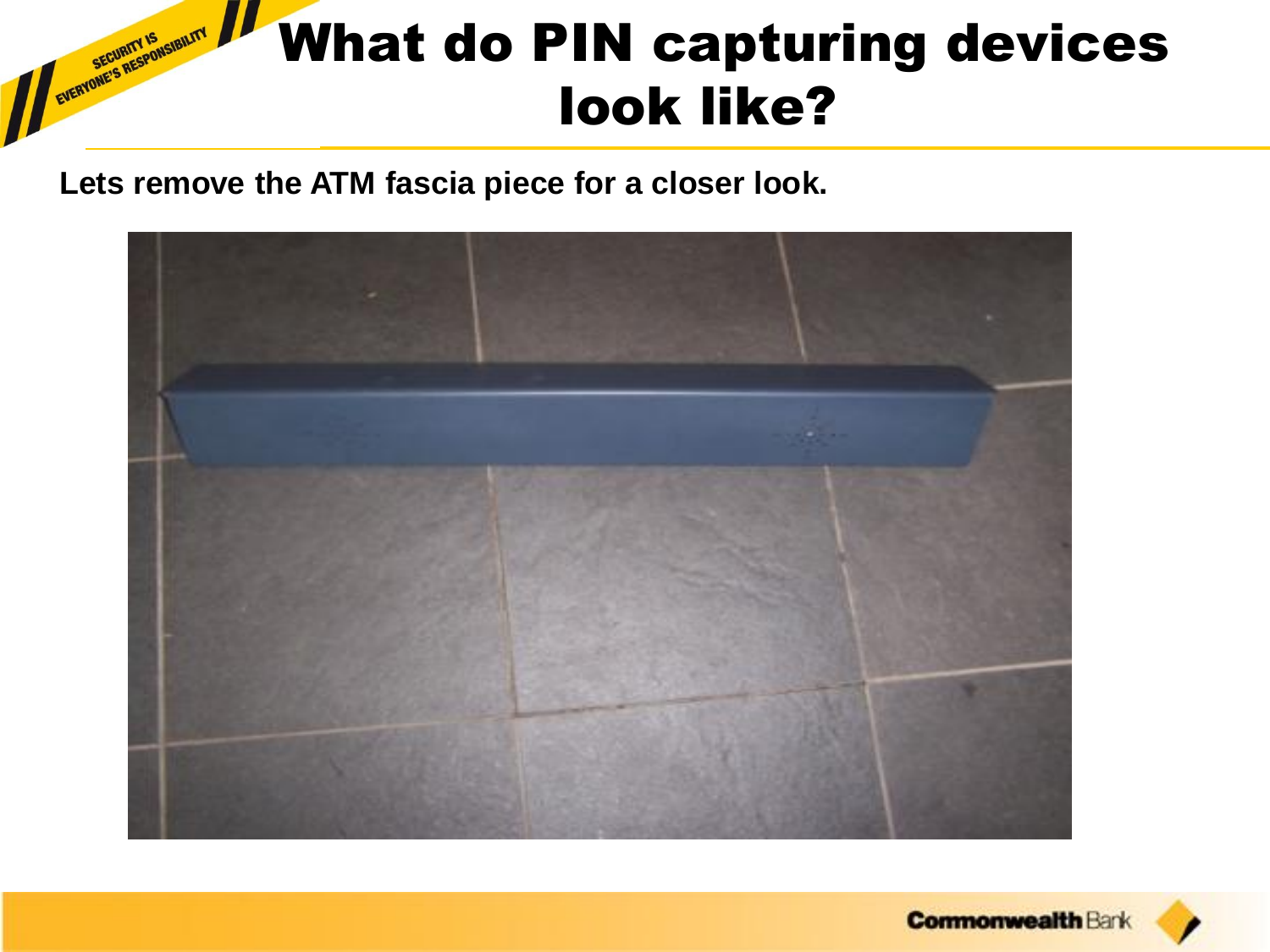# What do PIN capturing devices look like?

**Lets remove the ATM fascia piece for a closer look.**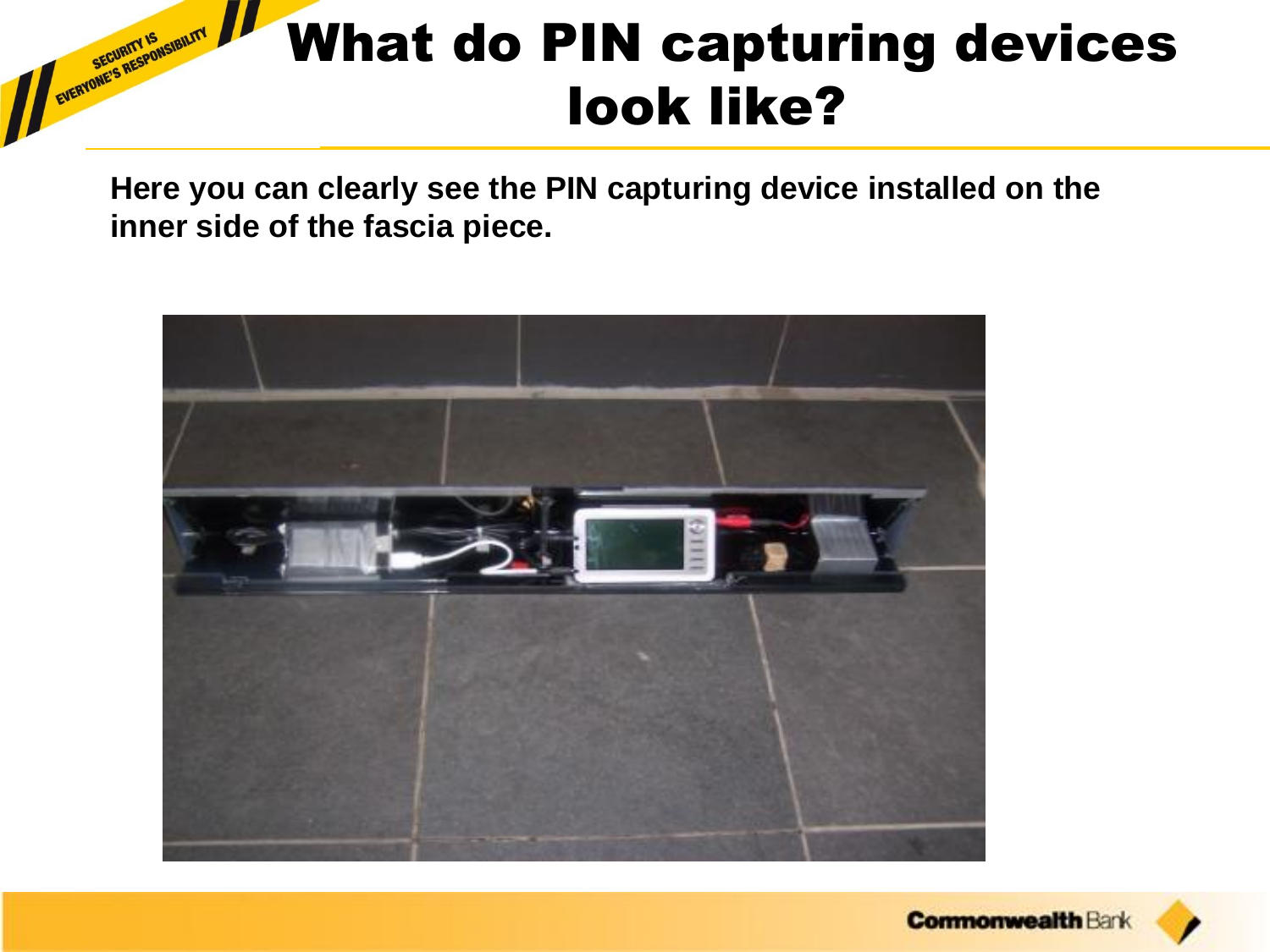# What do PIN capturing devices look like?

**Here you can clearly see the PIN capturing device installed on the inner side of the fascia piece.**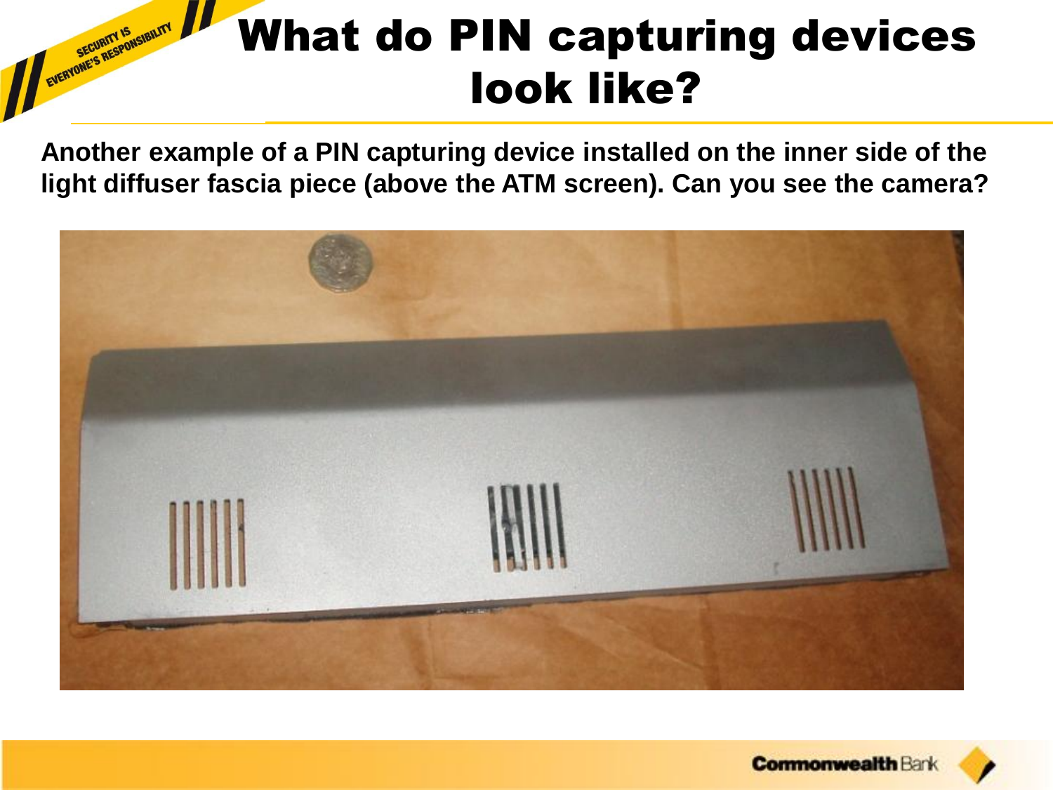# What do PIN capturing devices look like?

**Another example of a PIN capturing device installed on the inner side of the light diffuser fascia piece (above the ATM screen). Can you see the camera?**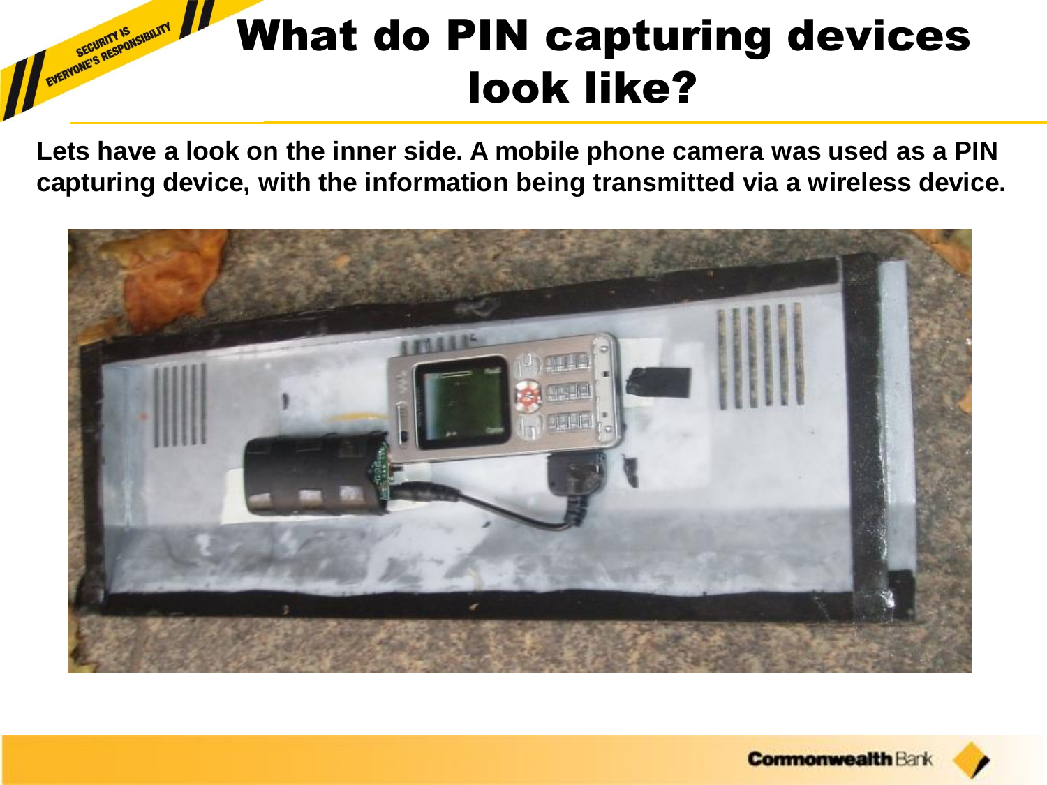# What do PIN capturing devices look like?

**Lets have a look on the inner side. A mobile phone camera was used as a PIN capturing device, with the information being transmitted via a wireless device.**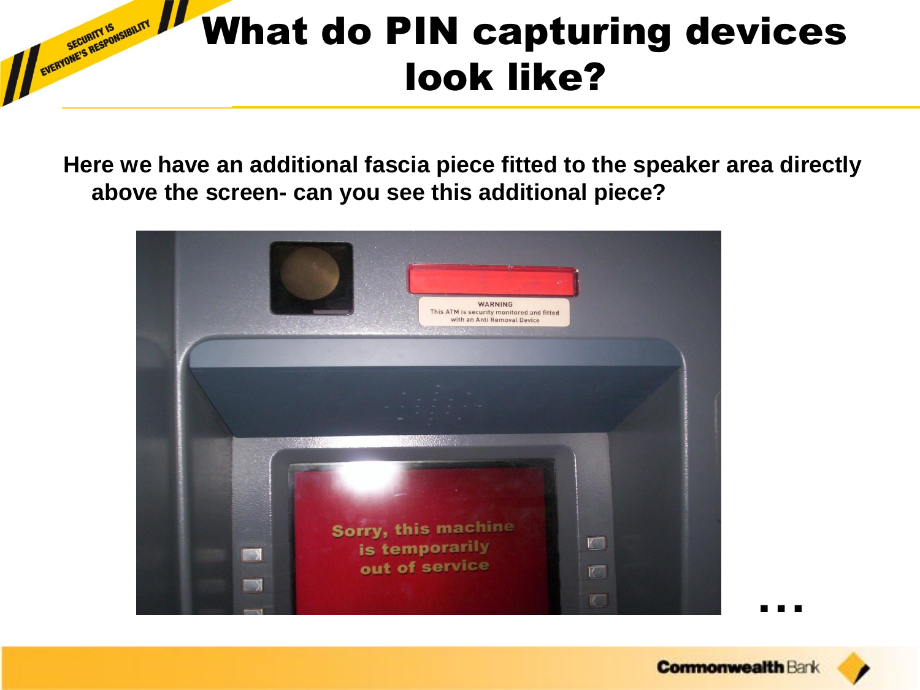# What do PIN capturing devices look like?

**Here we have an additional fascia piece fitted to the speaker area directly above the screen- can you see this additional piece?**

...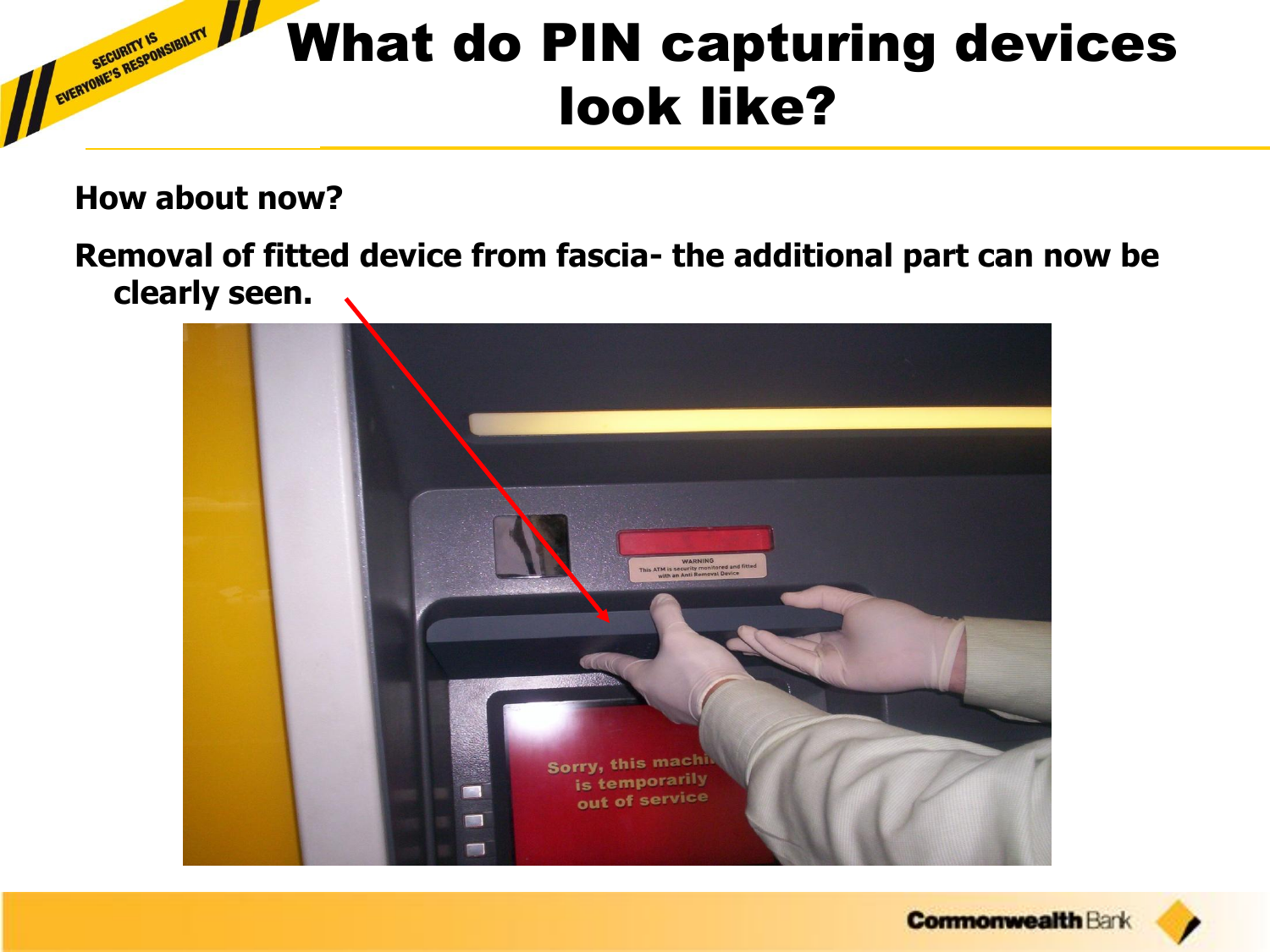# What do PIN capturing devices look like?

**How about now?**

**Removal of fitted device from fascia- the additional part can now be clearly seen.**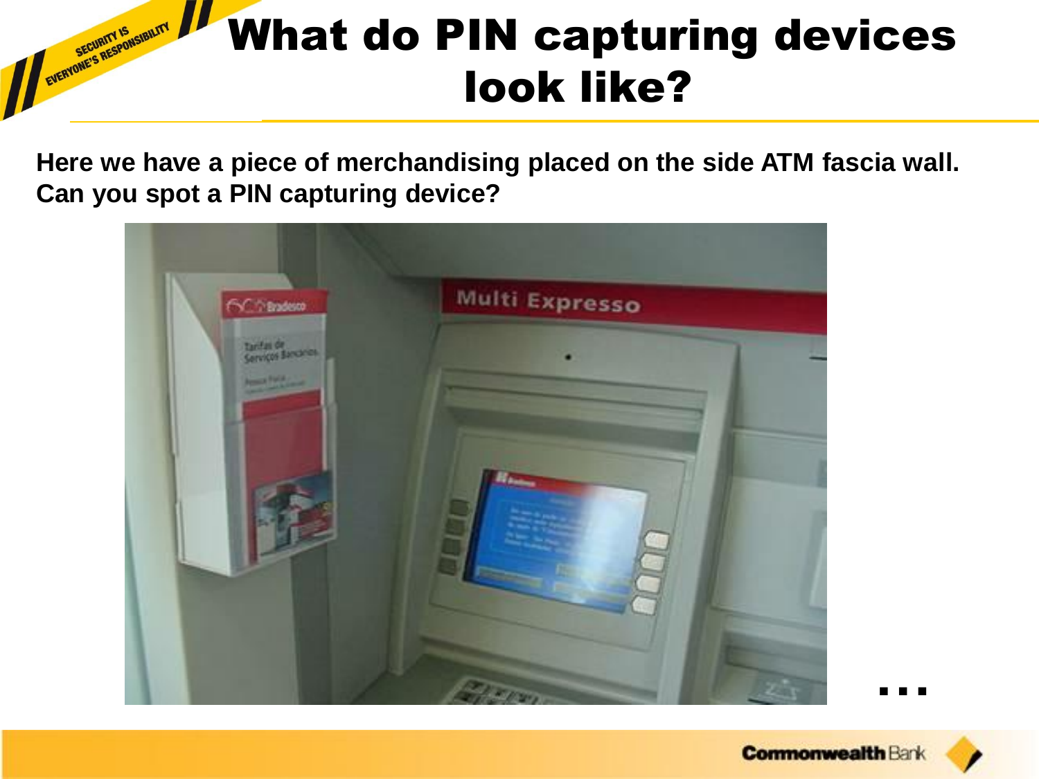# What do PIN capturing devices look like?

**Here we have a piece of merchandising placed on the side ATM fascia wall. Can you spot a PIN capturing device?**

…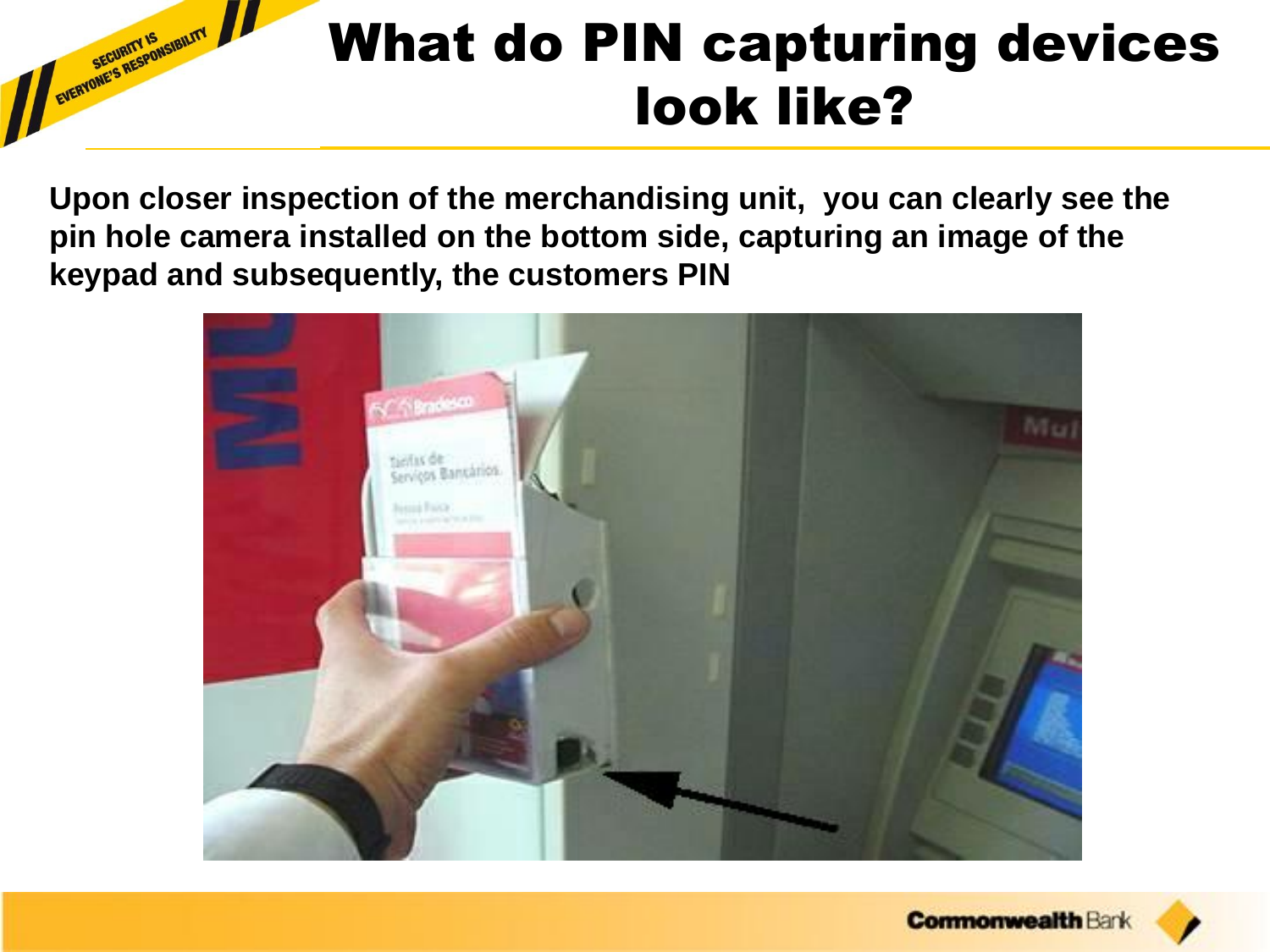# What do PIN capturing devices look like?

**Upon closer inspection of the merchandising unit, you can clearly see the pin hole camera installed on the bottom side, capturing an image of the keypad and subsequently, the customers PIN**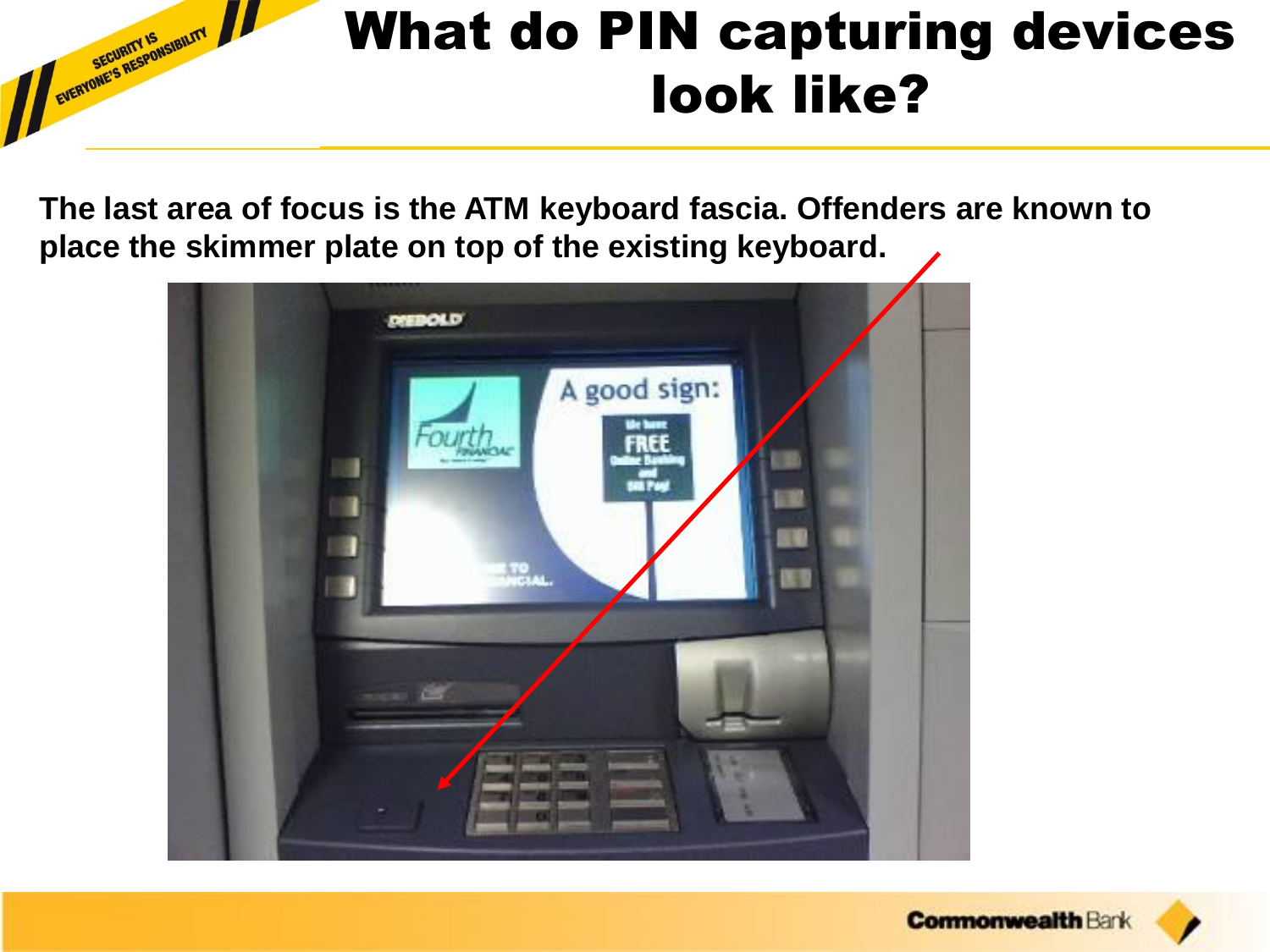# What do PIN capturing devices look like?

The last area of focus is the ATM keyboard fascia. Offenders are known to place the skimmer plate on top of the existing keyboard.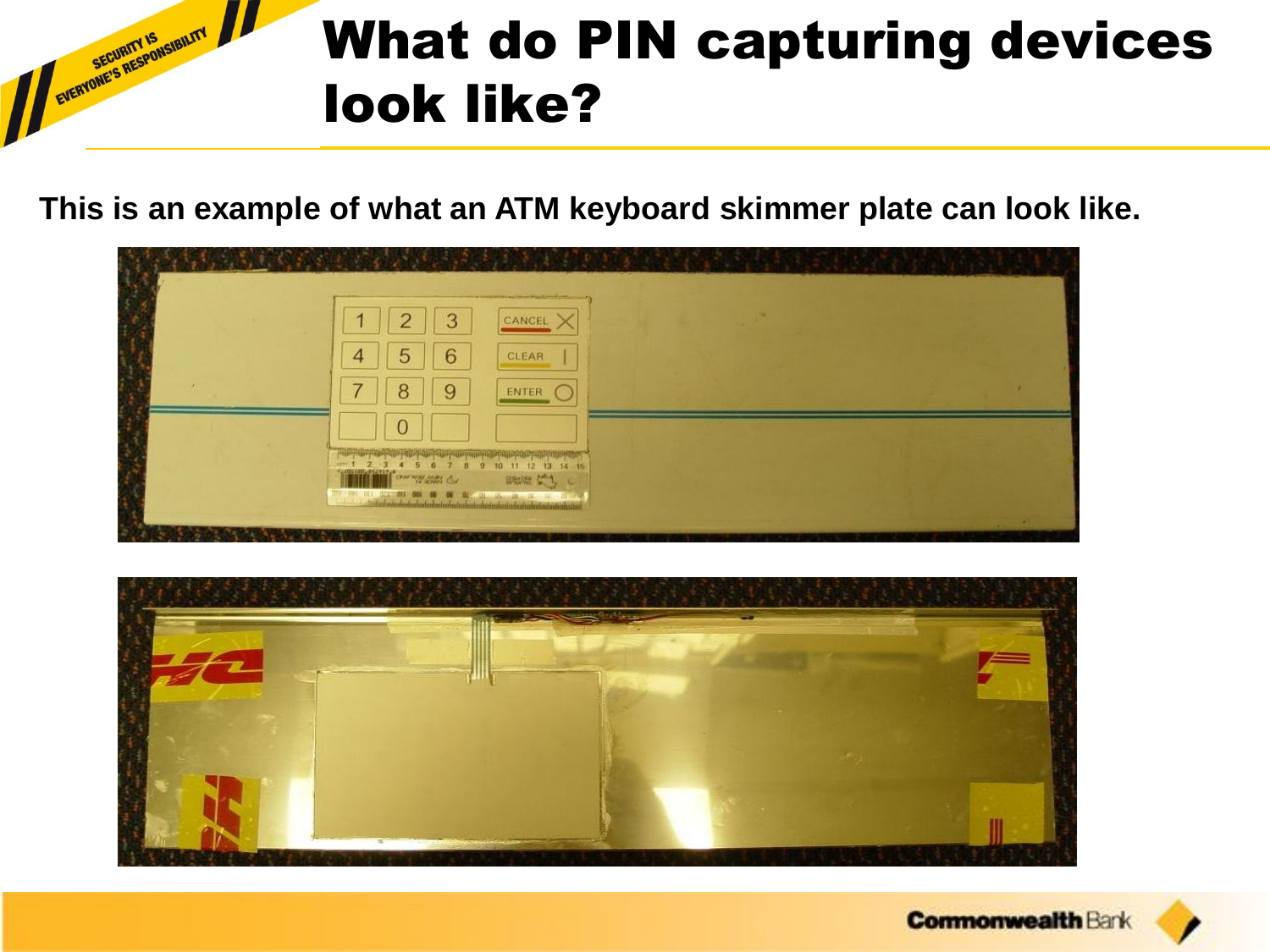# What do PIN capturing devices look like?

**This is an example of what an ATM keyboard skimmer plate can look like.**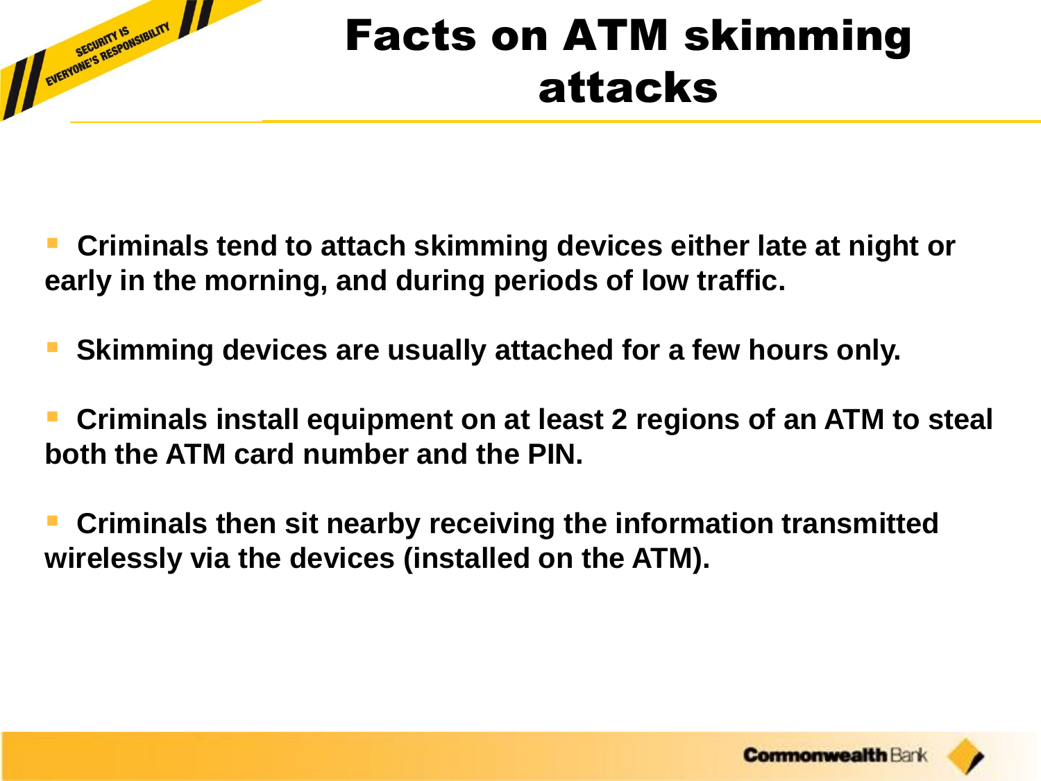# Facts on ATM skimming attacks

- **Criminals tend to attach skimming devices either late at night or early in the morning, and during periods of low traffic.**

- **Skimming devices are usually attached for a few hours only.**

- **Criminals install equipment on at least 2 regions of an ATM to steal both the ATM card number and the PIN.**

- **Criminals then sit nearby receiving the information transmitted wirelessly via the devices (installed on the ATM).**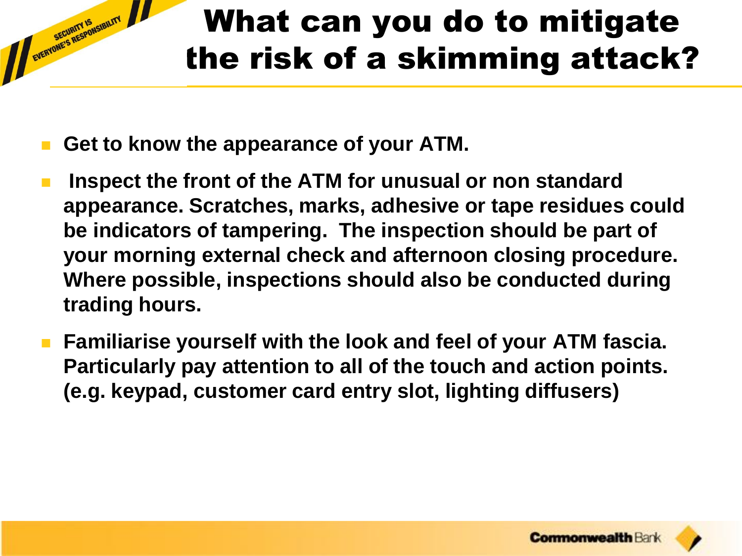# What can you do to mitigate the risk of a skimming attack?

- **Get to know the appearance of your ATM.**
- **Inspect the front of the ATM for unusual or non standard appearance. Scratches, marks, adhesive or tape residues could be indicators of tampering. The inspection should be part of your morning external check and afternoon closing procedure. Where possible, inspections should also be conducted during trading hours.**
- **Familiarise yourself with the look and feel of your ATM fascia. Particularly pay attention to all of the touch and action points. (e.g. keypad, customer card entry slot, lighting diffusers)**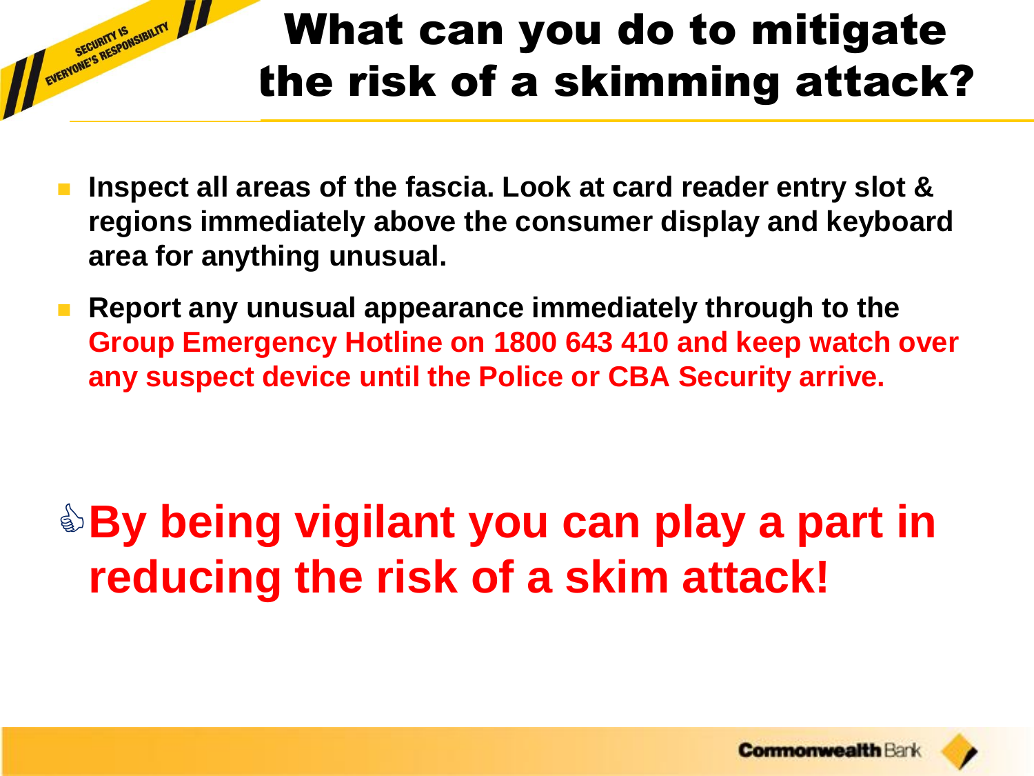# What can you do to mitigate the risk of a skimming attack?

- **Inspect all areas of the fascia. Look at card reader entry slot & regions immediately above the consumer display and keyboard area for anything unusual.**
- **Report any unusual appearance immediately through to the Group Emergency Hotline on 1800 643 410 and keep watch over any suspect device until the Police or CBA Security arrive.**

**By being vigilant you can play a part in reducing the risk of a skim attack!**